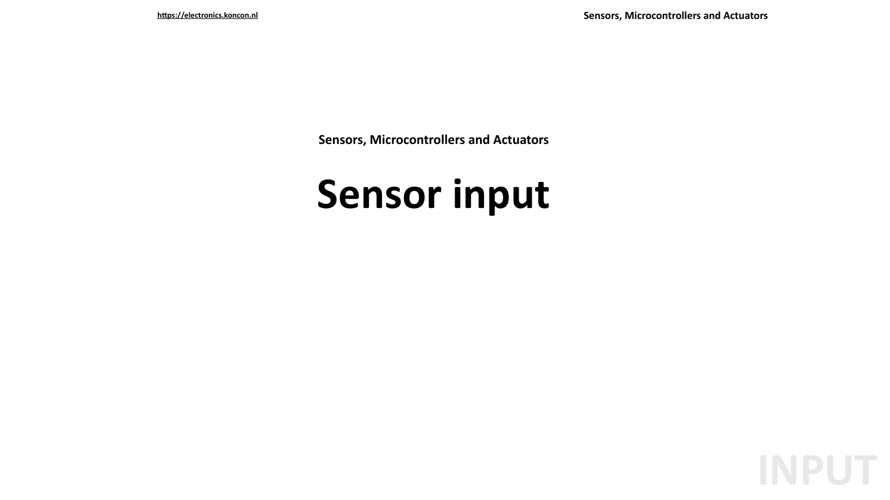**Sensors, Microcontrollers and Actuators**

# Sensor input

INPUT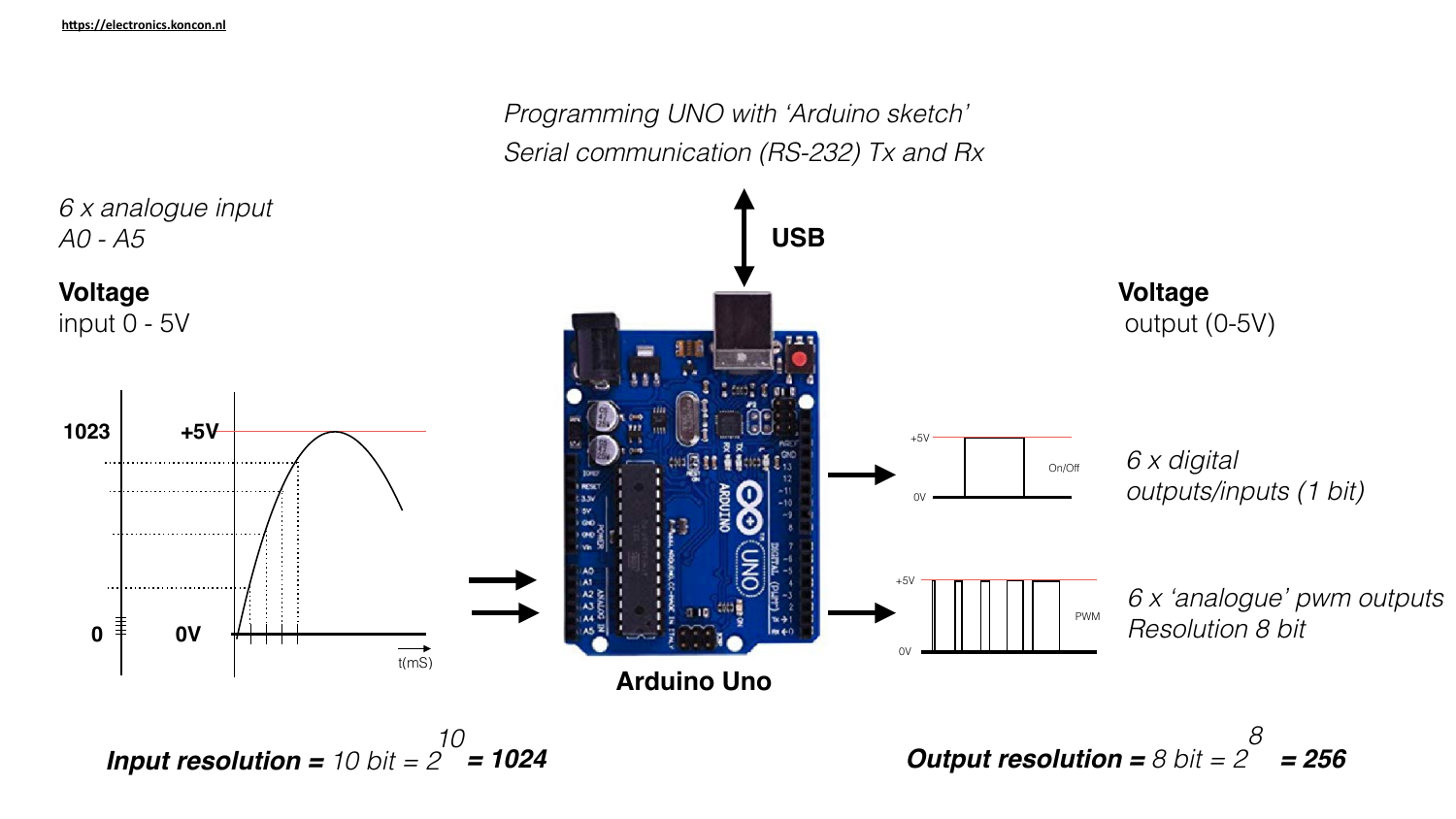Programming UNO with 'Arduino sketch'
Serial communication (RS-232) Tx and Rx

**USB**

6 x analogue input
A0 - A5

**Voltage**
input 0 - 5V

**Voltage**
output (0-5V)

6 x digital outputs/inputs (1 bit)

6 x 'analogue' pwm outputs
Resolution 8 bit

**Arduino Uno**

***Input resolution =*** *10 bit =* $2^{10}$ ***= 1024***

***Output resolution =*** *8 bit =* $2^{8}$ ***= 256***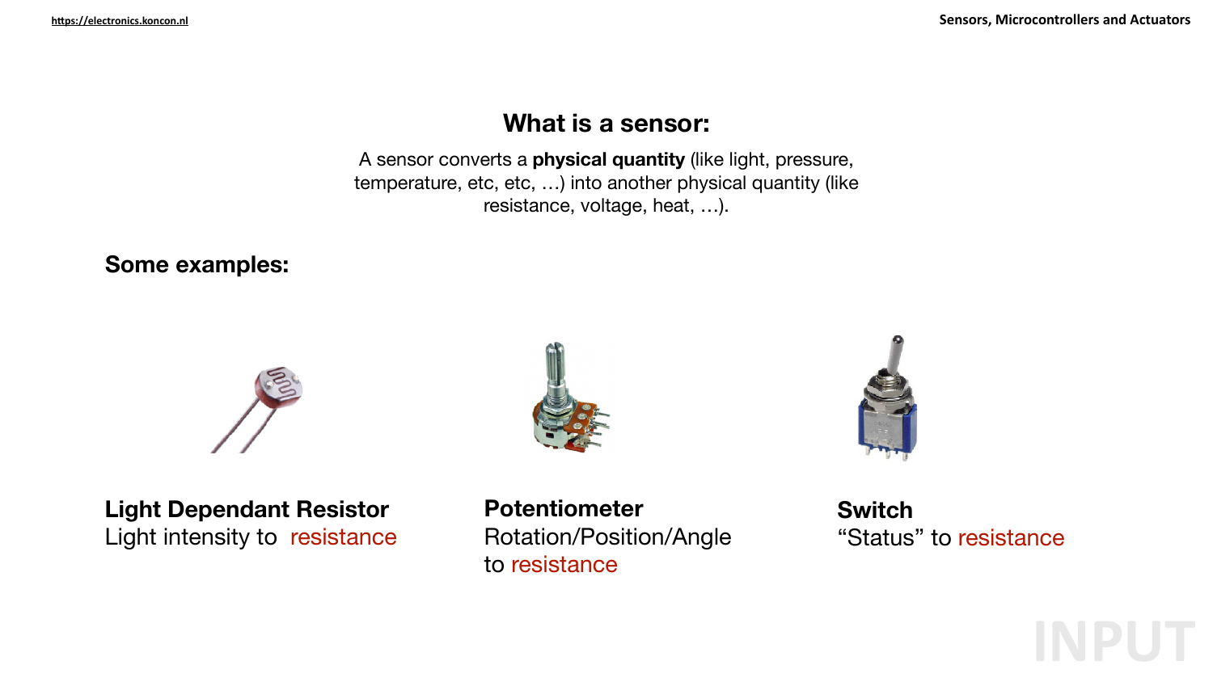## What is a sensor:

A sensor converts a **physical quantity** (like light, pressure, temperature, etc, etc, …) into another physical quantity (like resistance, voltage, heat, …).

### Some examples:

**Light Dependant Resistor**
Light intensity to resistance

**Potentiometer**
Rotation/Position/Angle to resistance

**Switch**
“Status” to resistance

INPUT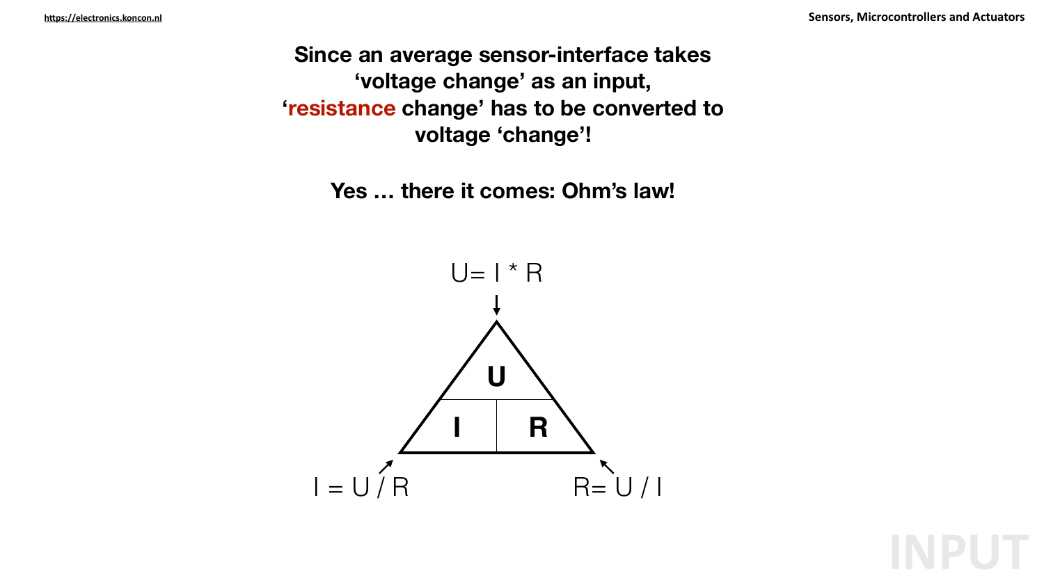**Since an average sensor-interface takes 'voltage change' as an input, 'resistance change' has to be converted to voltage 'change'!**

**Yes … there it comes: Ohm's law!**

$$U = I * R$$

$$I = U / R$$

$$R = U / I$$

INPUT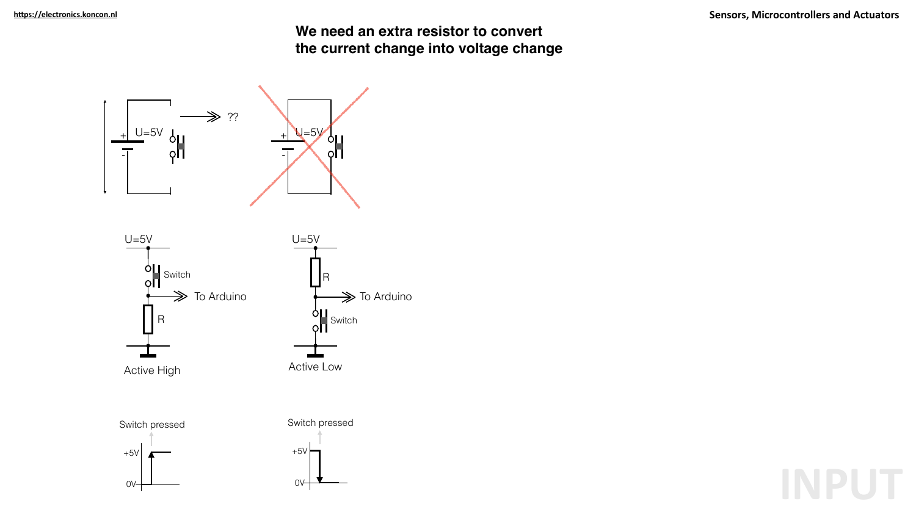## We need an extra resistor to convert the current change into voltage change

U=5V

??

Active High

Switch

To Arduino

R

Active Low

Switch pressed

+5V

0V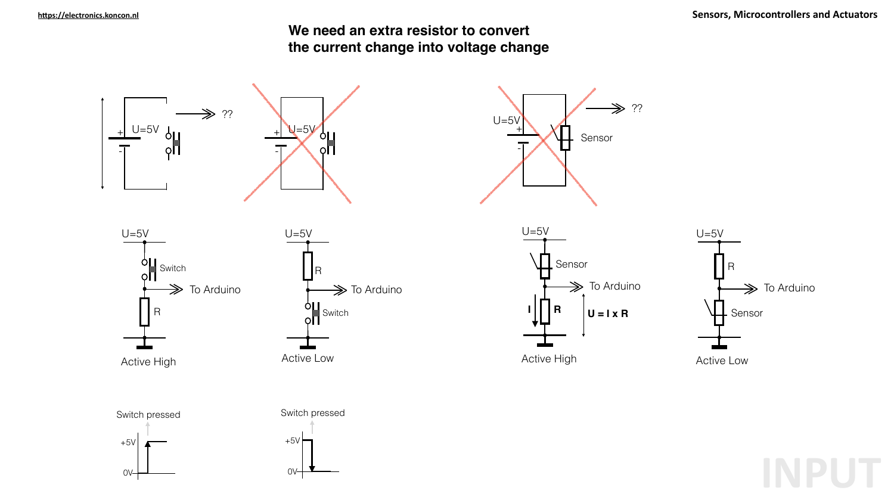# We need an extra resistor to convert the current change into voltage change

U=5V ?? 

U=5V

U=5V ?? Sensor

U=5V Switch To Arduino R

Active High

U=5V R To Arduino Switch

Active Low

U=5V Sensor To Arduino I R $U = I \times R$

Active High

U=5V R To Arduino Sensor

Active Low

Switch pressed

+5V

0V

Switch pressed

+5V

0V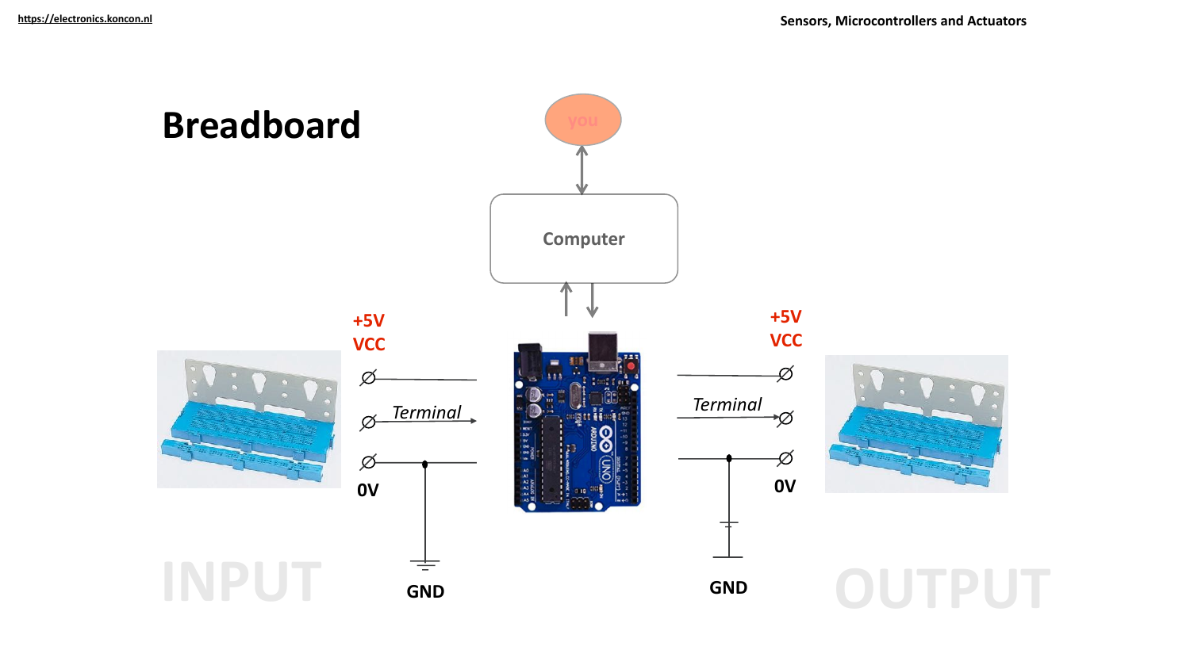# Breadboard

you

Computer

+5V
VCC

Terminal

0V

GND

INPUT

+5V
VCC

Terminal

0V

GND

OUTPUT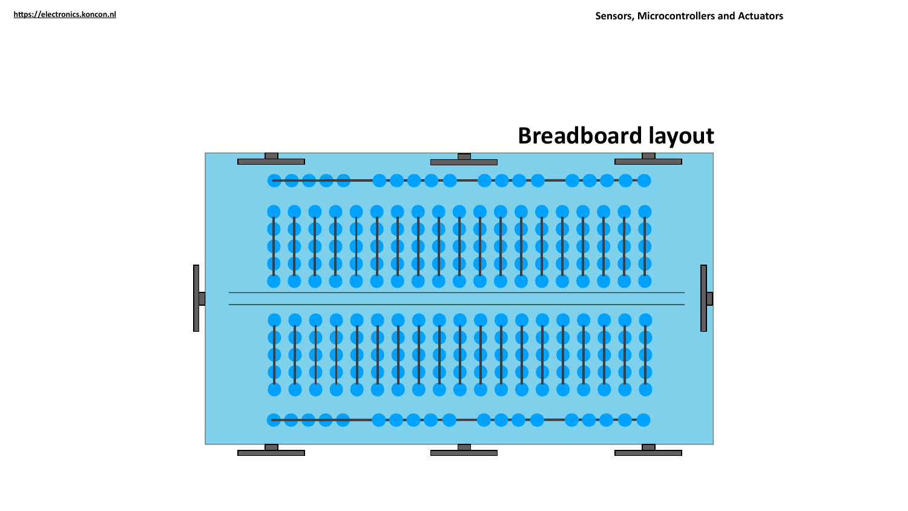# Breadboard layout